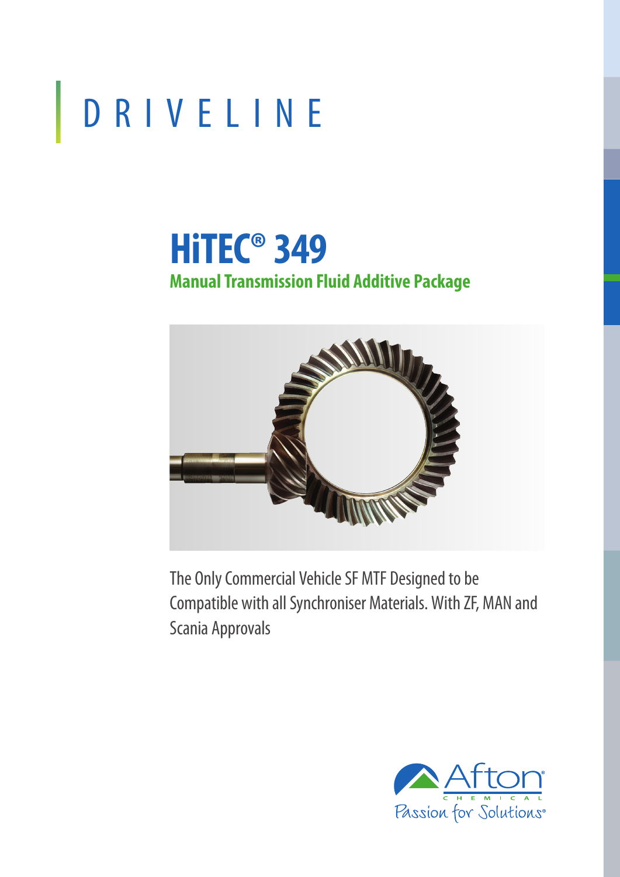# DRIVELINE

## HiTEC® 349

### Manual Transmission Fluid Additive Package

The Only Commercial Vehicle SF MTF Designed to be Compatible with all Synchroniser Materials. With ZF, MAN and Scania Approvals

Afton CHEMICAL

Passion for Solutions®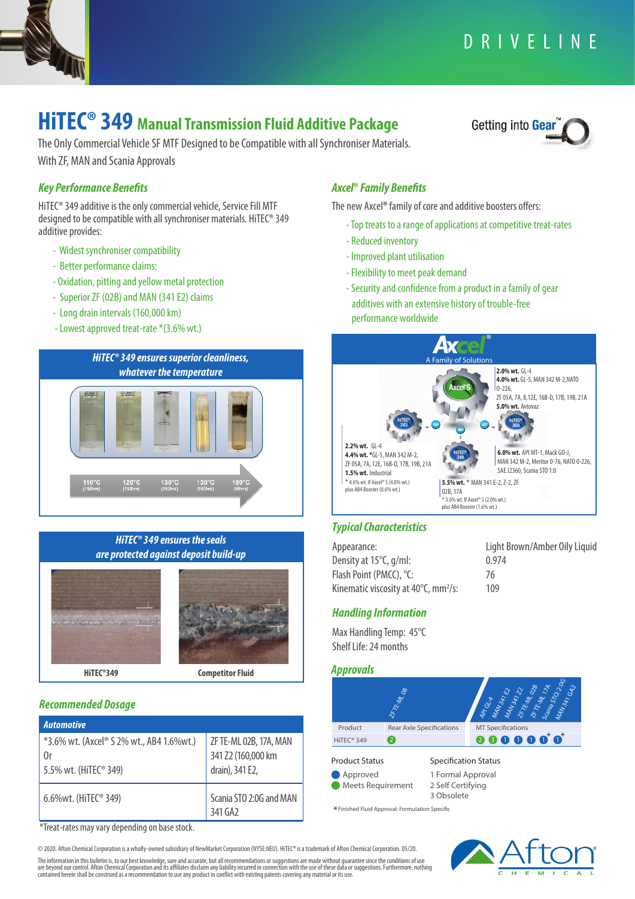# HiTEC® 349 Manual Transmission Fluid Additive Package

Getting into Gear™

The Only Commercial Vehicle SF MTF Designed to be Compatible with all Synchroniser Materials.
With ZF, MAN and Scania Approvals

## Key Performance Benefits

HiTEC® 349 additive is the only commercial vehicle, Service Fill MTF designed to be compatible with all synchroniser materials. HiTEC® 349 additive provides:

- Widest synchroniser compatibility
- Better performance claims:
- Oxidation, pitting and yellow metal protection
- Superior ZF (02B) and MAN (341 E2) claims
- Long drain intervals (160,000 km)
- Lowest approved treat-rate *(3.6% wt.)

### HiTEC® 349 ensures superior cleanliness, whatever the temperature

110°C (192hrs)
120°C (192hrs)
130°C (192hrs)
150°C (192hrs)
160°C (96hrs)

### HiTEC® 349 ensures the seals are protected against deposit build-up

HiTEC®349

Competitor Fluid

## Recommended Dosage

| Automotive | |
|---|---|
| *3.6% wt. (Axcel® S 2% wt., AB4 1.6%wt.) Or 5.5% wt. (HiTEC® 349) | ZF TE-ML 02B, 17A, MAN 341 Z2 (160,000 km drain), 341 E2, |
| 6.6%wt. (HiTEC® 349) | Scania STO 2:0G and MAN 341 GA2 |

*Treat-rates may vary depending on base stock.

## Axcel® Family Benefits

The new Axcel® family of core and additive boosters offers:

- Top treats to a range of applications at competitive treat-rates
- Reduced inventory
- Improved plant utilisation
- Flexibility to meet peak demand
- Security and confidence from a product in a family of gear additives with an extensive history of trouble-free performance worldwide

Axcel® A Family of Solutions

Axcel S: **2.0% wt.** GL-4; **4.0% wt.** GL-5, MAN 342 M-2, NATO 0-226, ZF 05A, 7A, 8, 12E, 16B-D, 17B, 19B, 21A; **5.0% wt.** Avtovaz

HiTEC® 343: **2.2% wt.** GL-4; **4.4% wt.** *GL-5, MAN 342 M-2, ZF 05A, 7A, 12E, 16B-D, 17B, 19B, 21A; **1.5% wt.** Industrial
* 4.6% wt. If Axcel® S (4.0% wt.) plus AB4 Booster (0.6% wt.)

HiTEC® 369: **6.0% wt.** API MT-1, Mack GO-J, MAN 342 M-2, Meritor 0-76, NATO 0-226, SAE J2360, Scania STO 1:0

HiTEC® 349: **5.5% wt.** * MAN 341 E-2, Z-2, ZF 02B, 17A
* 3.6% wt. If Axcel® S (2.0% wt.) plus AB4 Booster (1.6% wt.)

AB6, AB4, AB7

## Typical Characteristics

| | |
|---|---|
| Appearance: | Light Brown/Amber Oily Liquid |
| Density at 15°C, g/ml: | 0.974 |
| Flash Point (PMCC), °C: | 76 |
| Kinematic viscosity at 40°C, mm²/s: | 109 |

## Handling Information

Max Handling Temp: 45°C
Shelf Life: 24 months

## Approvals

| Product | Rear Axle Specifications | | MT Specifications | | | | | | |
|---|---|---|---|---|---|---|---|---|---|
| | ZF TE-ML 08 | API GL-4 | MAN 341 E2 | MAN 341 Z2 | ZF TE-ML 02B | ZF TE-ML 17A | Scania STO 2:0G | MAN 341 GA2 |
| HiTEC® 349 | 2 | 2 | 3 | 1 | 1 | 1 | 1* | 1* |

| Product Status | Specification Status |
|---|---|
| Approved | 1 Formal Approval |
| Meets Requirement | 2 Self Certifying |
| | 3 Obsolete |

*Finished Fluid Approval: Formulation Specific

© 2020. Afton Chemical Corporation is a wholly-owned subsidiary of NewMarket Corporation (NYSE:NEU). HiTEC® is a trademark of Afton Chemical Corporation. 05/20.

The information in this bulletin is, to our best knowledge, sure and accurate, but all recommendations or suggestions are made without guarantee since the conditions of use are beyond our control. Afton Chemical Corporation and its affiliates disclaim any liability incurred in connection with the use of these data or suggestions. Furthermore, nothing contained herein shall be construed as a recommendation to use any product in conflict with existing patents covering any material or its use.

Afton CHEMICAL